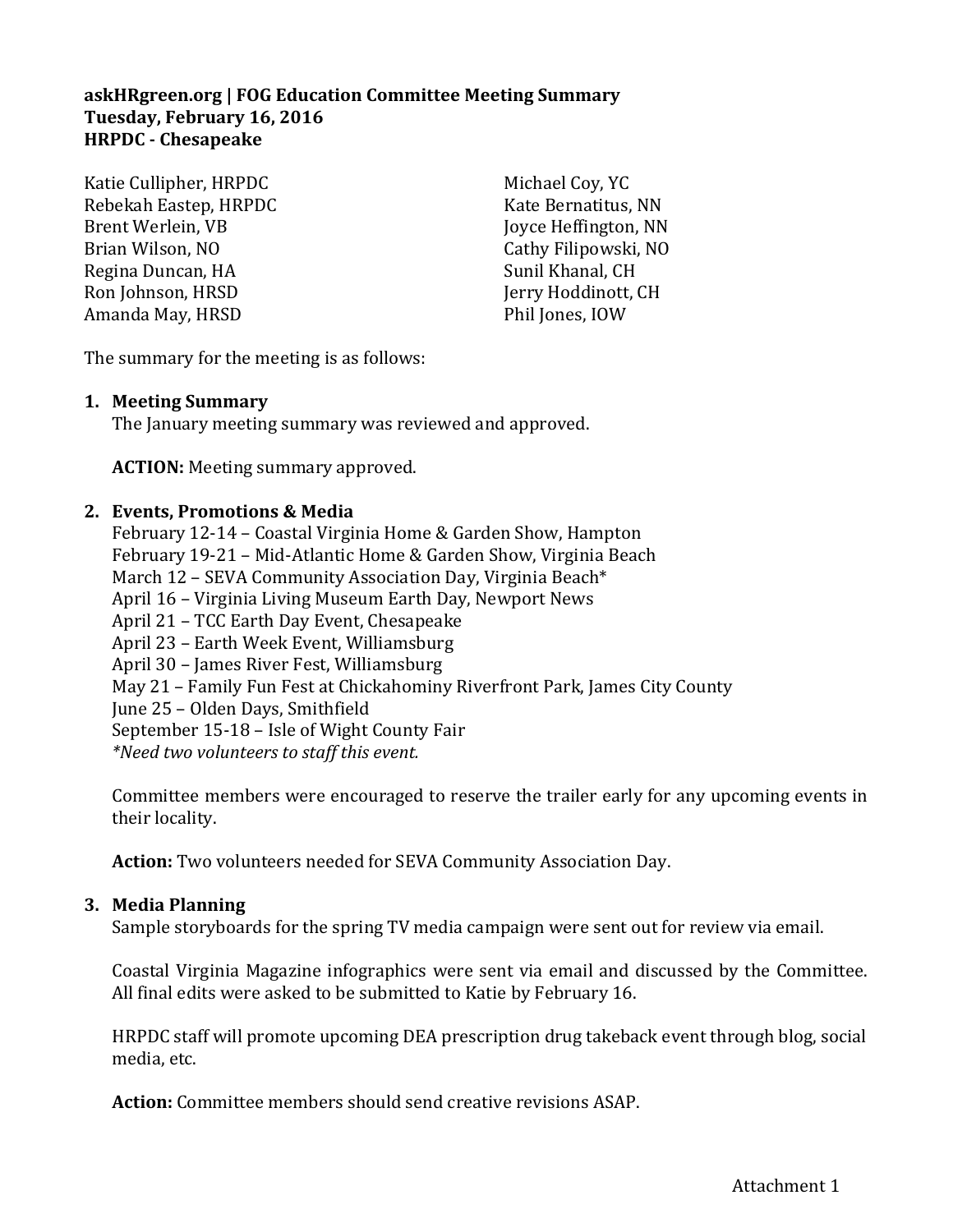**askHRgreen.org | FOG Education Committee Meeting Summary**
**Tuesday, February 16, 2016**
**HRPDC - Chesapeake**

Katie Cullipher, HRPDC
Rebekah Eastep, HRPDC
Brent Werlein, VB
Brian Wilson, NO
Regina Duncan, HA
Ron Johnson, HRSD
Amanda May, HRSD
Michael Coy, YC
Kate Bernatitus, NN
Joyce Heffington, NN
Cathy Filipowski, NO
Sunil Khanal, CH
Jerry Hoddinott, CH
Phil Jones, IOW

The summary for the meeting is as follows:

1. **Meeting Summary**
   The January meeting summary was reviewed and approved.

   **ACTION:** Meeting summary approved.

2. **Events, Promotions & Media**
   February 12-14 – Coastal Virginia Home & Garden Show, Hampton
   February 19-21 – Mid-Atlantic Home & Garden Show, Virginia Beach
   March 12 – SEVA Community Association Day, Virginia Beach*
   April 16 – Virginia Living Museum Earth Day, Newport News
   April 21 – TCC Earth Day Event, Chesapeake
   April 23 – Earth Week Event, Williamsburg
   April 30 – James River Fest, Williamsburg
   May 21 – Family Fun Fest at Chickahominy Riverfront Park, James City County
   June 25 – Olden Days, Smithfield
   September 15-18 – Isle of Wight County Fair
   *\*Need two volunteers to staff this event.*

   Committee members were encouraged to reserve the trailer early for any upcoming events in their locality.

   **Action:** Two volunteers needed for SEVA Community Association Day.

3. **Media Planning**
   Sample storyboards for the spring TV media campaign were sent out for review via email.

   Coastal Virginia Magazine infographics were sent via email and discussed by the Committee. All final edits were asked to be submitted to Katie by February 16.

   HRPDC staff will promote upcoming DEA prescription drug takeback event through blog, social media, etc.

   **Action:** Committee members should send creative revisions ASAP.

Attachment 1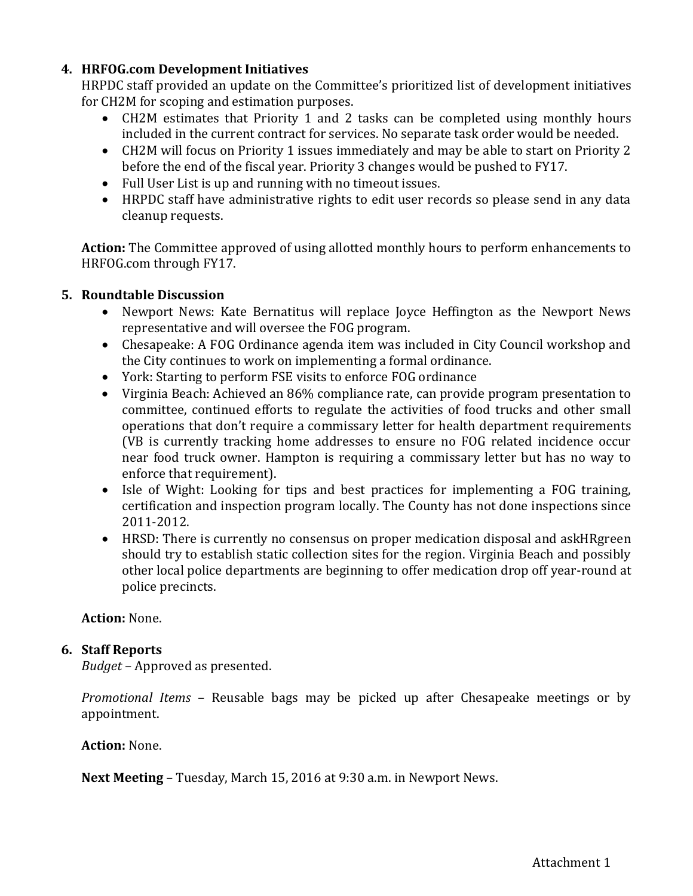**4. HRFOG.com Development Initiatives**

HRPDC staff provided an update on the Committee's prioritized list of development initiatives for CH2M for scoping and estimation purposes.

- CH2M estimates that Priority 1 and 2 tasks can be completed using monthly hours included in the current contract for services. No separate task order would be needed.
- CH2M will focus on Priority 1 issues immediately and may be able to start on Priority 2 before the end of the fiscal year. Priority 3 changes would be pushed to FY17.
- Full User List is up and running with no timeout issues.
- HRPDC staff have administrative rights to edit user records so please send in any data cleanup requests.

**Action:** The Committee approved of using allotted monthly hours to perform enhancements to HRFOG.com through FY17.

**5. Roundtable Discussion**

- Newport News: Kate Bernatitus will replace Joyce Heffington as the Newport News representative and will oversee the FOG program.
- Chesapeake: A FOG Ordinance agenda item was included in City Council workshop and the City continues to work on implementing a formal ordinance.
- York: Starting to perform FSE visits to enforce FOG ordinance
- Virginia Beach: Achieved an 86% compliance rate, can provide program presentation to committee, continued efforts to regulate the activities of food trucks and other small operations that don't require a commissary letter for health department requirements (VB is currently tracking home addresses to ensure no FOG related incidence occur near food truck owner. Hampton is requiring a commissary letter but has no way to enforce that requirement).
- Isle of Wight: Looking for tips and best practices for implementing a FOG training, certification and inspection program locally. The County has not done inspections since 2011-2012.
- HRSD: There is currently no consensus on proper medication disposal and askHRgreen should try to establish static collection sites for the region. Virginia Beach and possibly other local police departments are beginning to offer medication drop off year-round at police precincts.

**Action:** None.

**6. Staff Reports**

*Budget* – Approved as presented.

*Promotional Items* – Reusable bags may be picked up after Chesapeake meetings or by appointment.

**Action:** None.

**Next Meeting** – Tuesday, March 15, 2016 at 9:30 a.m. in Newport News.

Attachment 1